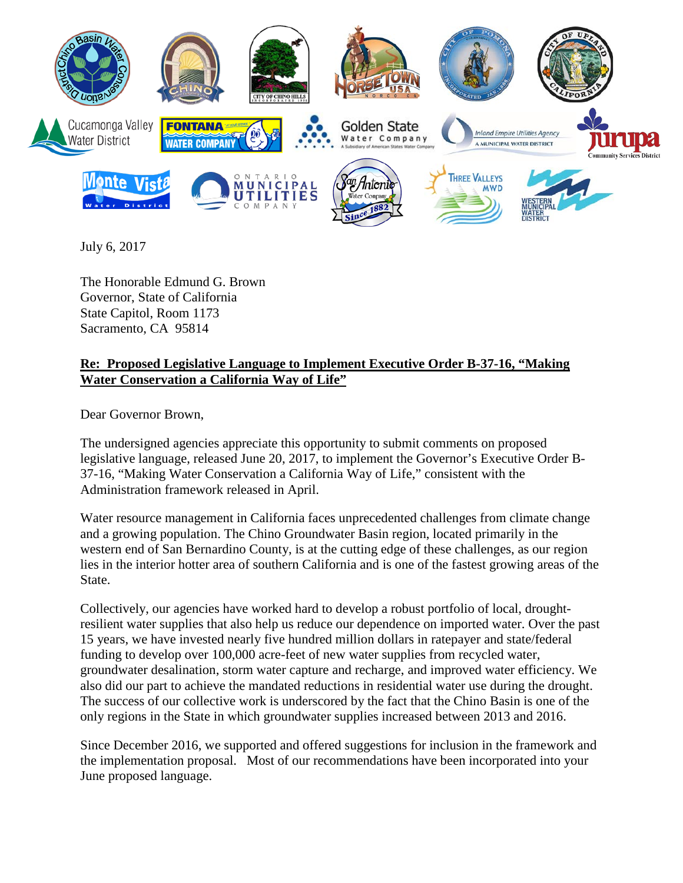July 6, 2017

The Honorable Edmund G. Brown
Governor, State of California
State Capitol, Room 1173
Sacramento, CA 95814

**Re: Proposed Legislative Language to Implement Executive Order B-37-16, "Making Water Conservation a California Way of Life"**

Dear Governor Brown,

The undersigned agencies appreciate this opportunity to submit comments on proposed legislative language, released June 20, 2017, to implement the Governor's Executive Order B-37-16, "Making Water Conservation a California Way of Life," consistent with the Administration framework released in April.

Water resource management in California faces unprecedented challenges from climate change and a growing population. The Chino Groundwater Basin region, located primarily in the western end of San Bernardino County, is at the cutting edge of these challenges, as our region lies in the interior hotter area of southern California and is one of the fastest growing areas of the State.

Collectively, our agencies have worked hard to develop a robust portfolio of local, drought-resilient water supplies that also help us reduce our dependence on imported water. Over the past 15 years, we have invested nearly five hundred million dollars in ratepayer and state/federal funding to develop over 100,000 acre-feet of new water supplies from recycled water, groundwater desalination, storm water capture and recharge, and improved water efficiency. We also did our part to achieve the mandated reductions in residential water use during the drought. The success of our collective work is underscored by the fact that the Chino Basin is one of the only regions in the State in which groundwater supplies increased between 2013 and 2016.

Since December 2016, we supported and offered suggestions for inclusion in the framework and the implementation proposal. Most of our recommendations have been incorporated into your June proposed language.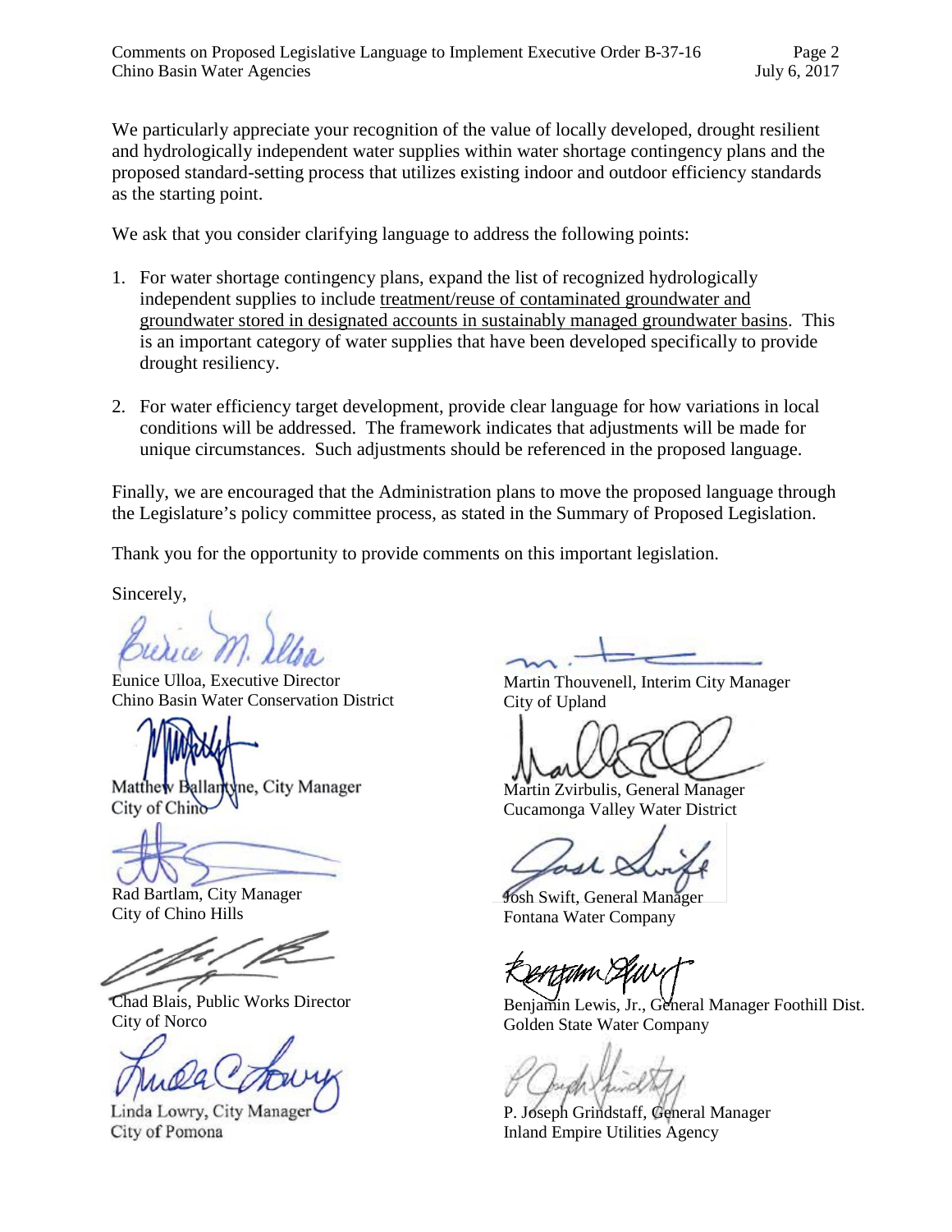We particularly appreciate your recognition of the value of locally developed, drought resilient and hydrologically independent water supplies within water shortage contingency plans and the proposed standard-setting process that utilizes existing indoor and outdoor efficiency standards as the starting point.

We ask that you consider clarifying language to address the following points:

1. For water shortage contingency plans, expand the list of recognized hydrologically independent supplies to include <u>treatment/reuse of contaminated groundwater and groundwater stored in designated accounts in sustainably managed groundwater basins</u>. This is an important category of water supplies that have been developed specifically to provide drought resiliency.

2. For water efficiency target development, provide clear language for how variations in local conditions will be addressed. The framework indicates that adjustments will be made for unique circumstances. Such adjustments should be referenced in the proposed language.

Finally, we are encouraged that the Administration plans to move the proposed language through the Legislature's policy committee process, as stated in the Summary of Proposed Legislation.

Thank you for the opportunity to provide comments on this important legislation.

Sincerely,

Eunice Ulloa, Executive Director
Chino Basin Water Conservation District

Matthew Ballantyne, City Manager
City of Chino

Rad Bartlam, City Manager
City of Chino Hills

Chad Blais, Public Works Director
City of Norco

Linda Lowry, City Manager
City of Pomona

Martin Thouvenell, Interim City Manager
City of Upland

Martin Zvirbulis, General Manager
Cucamonga Valley Water District

Josh Swift, General Manager
Fontana Water Company

Benjamin Lewis, Jr., General Manager Foothill Dist.
Golden State Water Company

P. Joseph Grindstaff, General Manager
Inland Empire Utilities Agency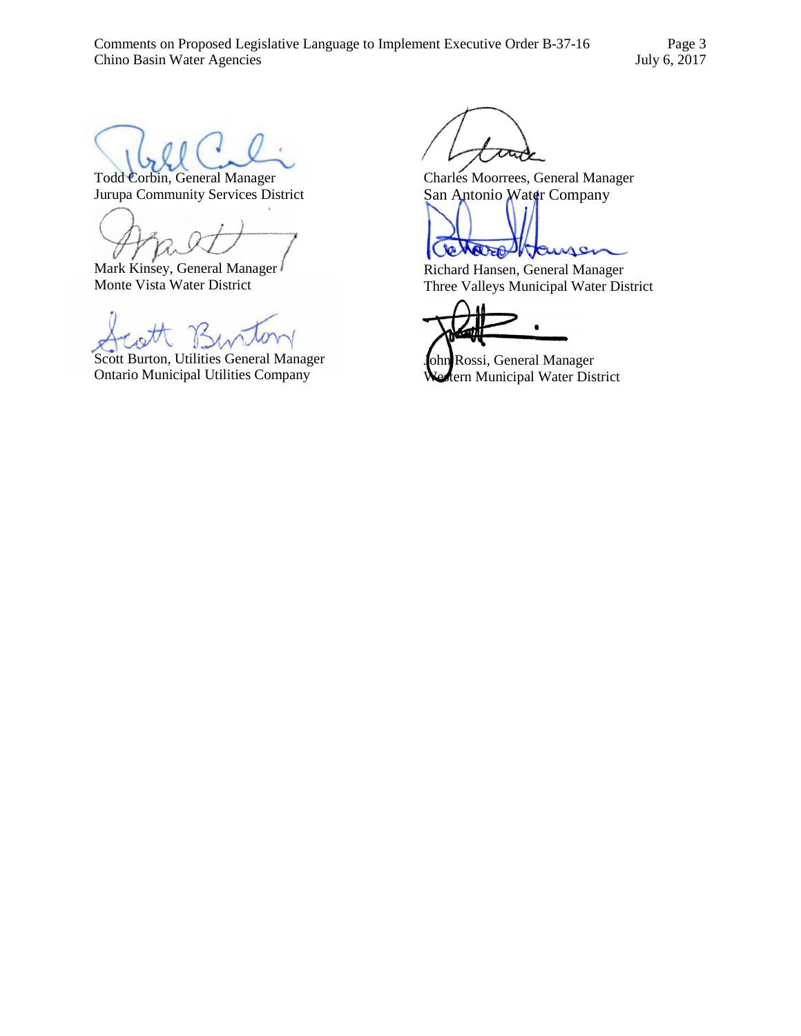Todd Corbin, General Manager
Jurupa Community Services District

Mark Kinsey, General Manager
Monte Vista Water District

Scott Burton, Utilities General Manager
Ontario Municipal Utilities Company

Charles Moorrees, General Manager
San Antonio Water Company

Richard Hansen, General Manager
Three Valleys Municipal Water District

John Rossi, General Manager
Western Municipal Water District